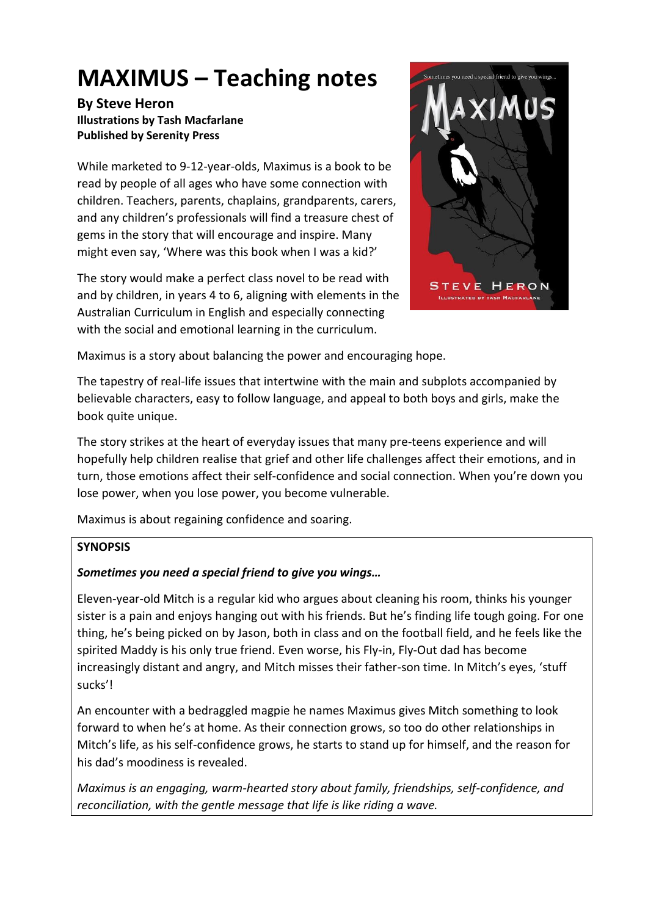# MAXIMUS – Teaching notes

**By Steve Heron**
**Illustrations by Tash Macfarlane**
**Published by Serenity Press**

While marketed to 9-12-year-olds, Maximus is a book to be read by people of all ages who have some connection with children. Teachers, parents, chaplains, grandparents, carers, and any children's professionals will find a treasure chest of gems in the story that will encourage and inspire. Many might even say, 'Where was this book when I was a kid?'

The story would make a perfect class novel to be read with and by children, in years 4 to 6, aligning with elements in the Australian Curriculum in English and especially connecting with the social and emotional learning in the curriculum.

Maximus is a story about balancing the power and encouraging hope.

The tapestry of real-life issues that intertwine with the main and subplots accompanied by believable characters, easy to follow language, and appeal to both boys and girls, make the book quite unique.

The story strikes at the heart of everyday issues that many pre-teens experience and will hopefully help children realise that grief and other life challenges affect their emotions, and in turn, those emotions affect their self-confidence and social connection. When you're down you lose power, when you lose power, you become vulnerable.

Maximus is about regaining confidence and soaring.

**SYNOPSIS**

***Sometimes you need a special friend to give you wings…***

Eleven-year-old Mitch is a regular kid who argues about cleaning his room, thinks his younger sister is a pain and enjoys hanging out with his friends. But he's finding life tough going. For one thing, he's being picked on by Jason, both in class and on the football field, and he feels like the spirited Maddy is his only true friend. Even worse, his Fly-in, Fly-Out dad has become increasingly distant and angry, and Mitch misses their father-son time. In Mitch's eyes, 'stuff sucks'!

An encounter with a bedraggled magpie he names Maximus gives Mitch something to look forward to when he's at home. As their connection grows, so too do other relationships in Mitch's life, as his self-confidence grows, he starts to stand up for himself, and the reason for his dad's moodiness is revealed.

*Maximus is an engaging, warm-hearted story about family, friendships, self-confidence, and reconciliation, with the gentle message that life is like riding a wave.*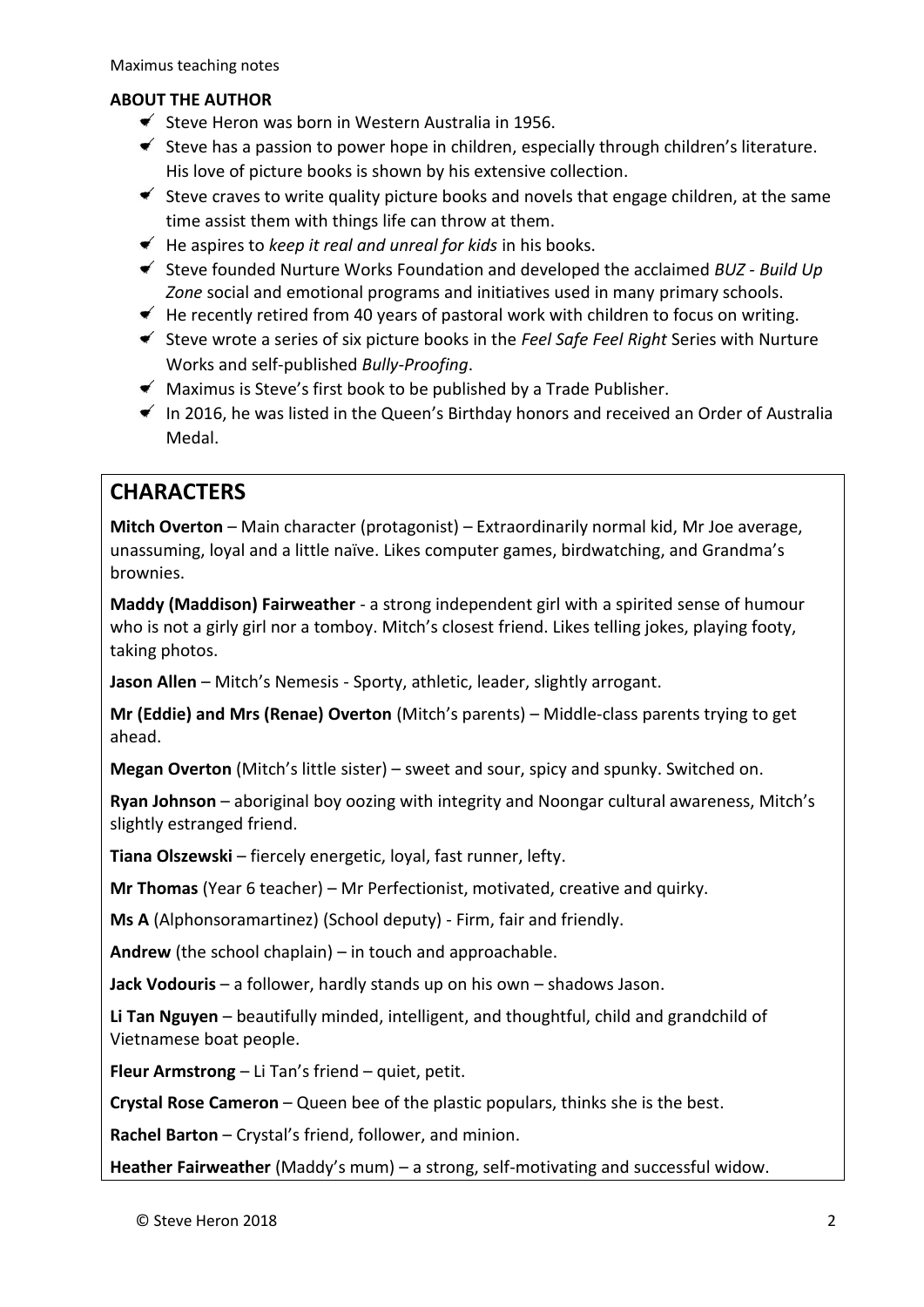## ABOUT THE AUTHOR

- Steve Heron was born in Western Australia in 1956.
- Steve has a passion to power hope in children, especially through children's literature. His love of picture books is shown by his extensive collection.
- Steve craves to write quality picture books and novels that engage children, at the same time assist them with things life can throw at them.
- He aspires to *keep it real and unreal for kids* in his books.
- Steve founded Nurture Works Foundation and developed the acclaimed *BUZ - Build Up Zone* social and emotional programs and initiatives used in many primary schools.
- He recently retired from 40 years of pastoral work with children to focus on writing.
- Steve wrote a series of six picture books in the *Feel Safe Feel Right* Series with Nurture Works and self-published *Bully-Proofing*.
- Maximus is Steve's first book to be published by a Trade Publisher.
- In 2016, he was listed in the Queen's Birthday honors and received an Order of Australia Medal.

## CHARACTERS

**Mitch Overton** – Main character (protagonist) – Extraordinarily normal kid, Mr Joe average, unassuming, loyal and a little naïve. Likes computer games, birdwatching, and Grandma's brownies.

**Maddy (Maddison) Fairweather** - a strong independent girl with a spirited sense of humour who is not a girly girl nor a tomboy. Mitch's closest friend. Likes telling jokes, playing footy, taking photos.

**Jason Allen** – Mitch's Nemesis - Sporty, athletic, leader, slightly arrogant.

**Mr (Eddie) and Mrs (Renae) Overton** (Mitch's parents) – Middle-class parents trying to get ahead.

**Megan Overton** (Mitch's little sister) – sweet and sour, spicy and spunky. Switched on.

**Ryan Johnson** – aboriginal boy oozing with integrity and Noongar cultural awareness, Mitch's slightly estranged friend.

**Tiana Olszewski** – fiercely energetic, loyal, fast runner, lefty.

**Mr Thomas** (Year 6 teacher) – Mr Perfectionist, motivated, creative and quirky.

**Ms A** (Alphonsoramartinez) (School deputy) - Firm, fair and friendly.

**Andrew** (the school chaplain) – in touch and approachable.

**Jack Vodouris** – a follower, hardly stands up on his own – shadows Jason.

**Li Tan Nguyen** – beautifully minded, intelligent, and thoughtful, child and grandchild of Vietnamese boat people.

**Fleur Armstrong** – Li Tan's friend – quiet, petit.

**Crystal Rose Cameron** – Queen bee of the plastic populars, thinks she is the best.

**Rachel Barton** – Crystal's friend, follower, and minion.

**Heather Fairweather** (Maddy's mum) – a strong, self-motivating and successful widow.

© Steve Heron 2018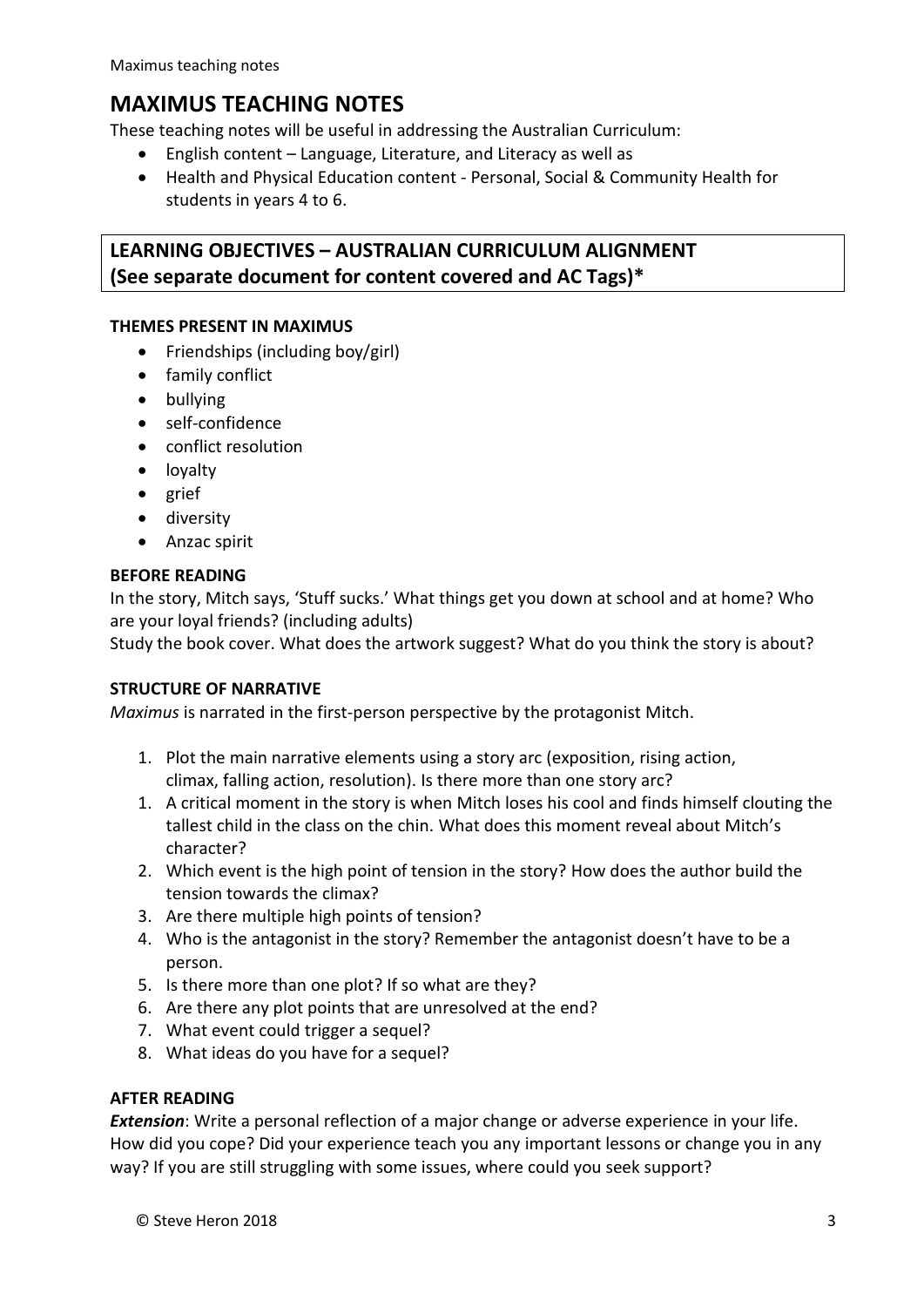# MAXIMUS TEACHING NOTES

These teaching notes will be useful in addressing the Australian Curriculum:

- English content – Language, Literature, and Literacy as well as
- Health and Physical Education content - Personal, Social & Community Health for students in years 4 to 6.

## LEARNING OBJECTIVES – AUSTRALIAN CURRICULUM ALIGNMENT (See separate document for content covered and AC Tags)*

### THEMES PRESENT IN MAXIMUS

- Friendships (including boy/girl)
- family conflict
- bullying
- self-confidence
- conflict resolution
- loyalty
- grief
- diversity
- Anzac spirit

### BEFORE READING

In the story, Mitch says, 'Stuff sucks.' What things get you down at school and at home? Who are your loyal friends? (including adults)

Study the book cover. What does the artwork suggest? What do you think the story is about?

### STRUCTURE OF NARRATIVE

*Maximus* is narrated in the first-person perspective by the protagonist Mitch.

1. Plot the main narrative elements using a story arc (exposition, rising action, climax, falling action, resolution). Is there more than one story arc?
1. A critical moment in the story is when Mitch loses his cool and finds himself clouting the tallest child in the class on the chin. What does this moment reveal about Mitch's character?
2. Which event is the high point of tension in the story? How does the author build the tension towards the climax?
3. Are there multiple high points of tension?
4. Who is the antagonist in the story? Remember the antagonist doesn't have to be a person.
5. Is there more than one plot? If so what are they?
6. Are there any plot points that are unresolved at the end?
7. What event could trigger a sequel?
8. What ideas do you have for a sequel?

### AFTER READING

***Extension***: Write a personal reflection of a major change or adverse experience in your life. How did you cope? Did your experience teach you any important lessons or change you in any way? If you are still struggling with some issues, where could you seek support?

© Steve Heron 2018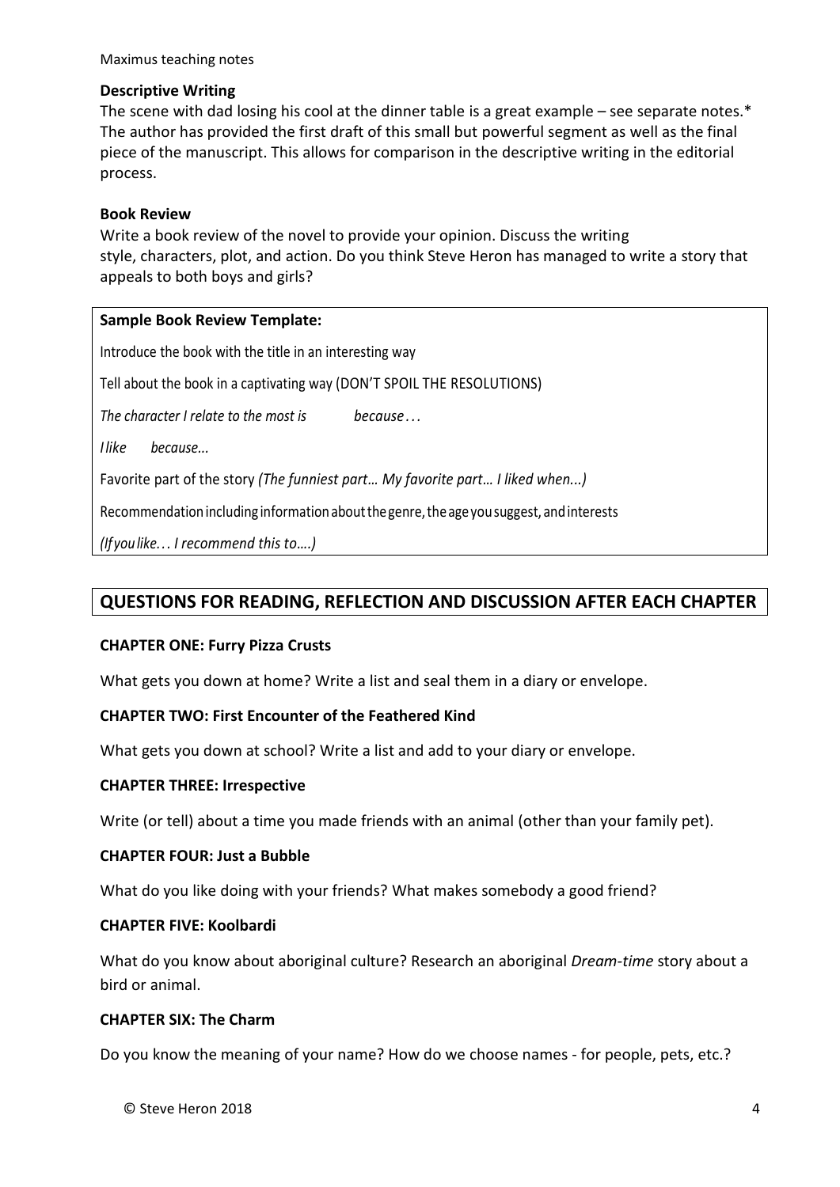**Descriptive Writing**

The scene with dad losing his cool at the dinner table is a great example – see separate notes.* The author has provided the first draft of this small but powerful segment as well as the final piece of the manuscript. This allows for comparison in the descriptive writing in the editorial process.

**Book Review**

Write a book review of the novel to provide your opinion. Discuss the writing style, characters, plot, and action. Do you think Steve Heron has managed to write a story that appeals to both boys and girls?

**Sample Book Review Template:**

Introduce the book with the title in an interesting way

Tell about the book in a captivating way (DON'T SPOIL THE RESOLUTIONS)

*The character I relate to the most is because…*

*I like because...*

Favorite part of the story *(The funniest part… My favorite part… I liked when...)*

Recommendation including information about the genre, the age you suggest, and interests

*(If you like… I recommend this to….)*

## QUESTIONS FOR READING, REFLECTION AND DISCUSSION AFTER EACH CHAPTER

**CHAPTER ONE: Furry Pizza Crusts**

What gets you down at home? Write a list and seal them in a diary or envelope.

**CHAPTER TWO: First Encounter of the Feathered Kind**

What gets you down at school? Write a list and add to your diary or envelope.

**CHAPTER THREE: Irrespective**

Write (or tell) about a time you made friends with an animal (other than your family pet).

**CHAPTER FOUR: Just a Bubble**

What do you like doing with your friends? What makes somebody a good friend?

**CHAPTER FIVE: Koolbardi**

What do you know about aboriginal culture? Research an aboriginal *Dream-time* story about a bird or animal.

**CHAPTER SIX: The Charm**

Do you know the meaning of your name? How do we choose names - for people, pets, etc.?

© Steve Heron 2018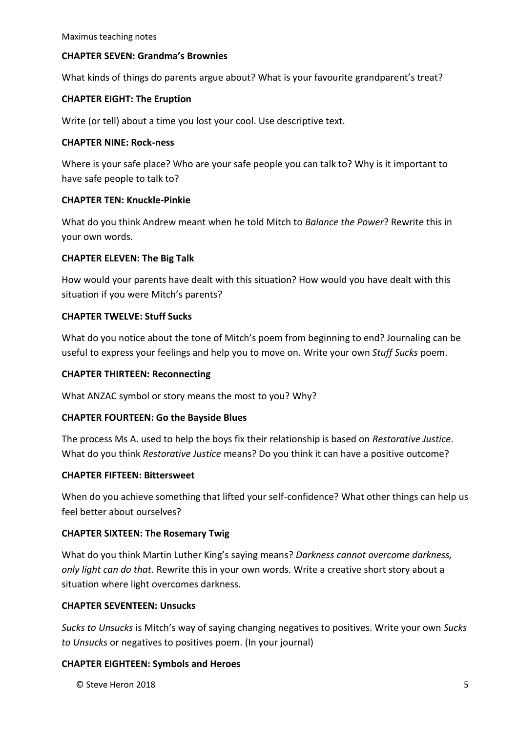**CHAPTER SEVEN: Grandma's Brownies**

What kinds of things do parents argue about? What is your favourite grandparent's treat?

**CHAPTER EIGHT: The Eruption**

Write (or tell) about a time you lost your cool. Use descriptive text.

**CHAPTER NINE: Rock-ness**

Where is your safe place? Who are your safe people you can talk to? Why is it important to have safe people to talk to?

**CHAPTER TEN: Knuckle-Pinkie**

What do you think Andrew meant when he told Mitch to *Balance the Power*? Rewrite this in your own words.

**CHAPTER ELEVEN: The Big Talk**

How would your parents have dealt with this situation? How would you have dealt with this situation if you were Mitch's parents?

**CHAPTER TWELVE: Stuff Sucks**

What do you notice about the tone of Mitch's poem from beginning to end? Journaling can be useful to express your feelings and help you to move on. Write your own *Stuff Sucks* poem.

**CHAPTER THIRTEEN: Reconnecting**

What ANZAC symbol or story means the most to you? Why?

**CHAPTER FOURTEEN: Go the Bayside Blues**

The process Ms A. used to help the boys fix their relationship is based on *Restorative Justice*. What do you think *Restorative Justice* means? Do you think it can have a positive outcome?

**CHAPTER FIFTEEN: Bittersweet**

When do you achieve something that lifted your self-confidence? What other things can help us feel better about ourselves?

**CHAPTER SIXTEEN: The Rosemary Twig**

What do you think Martin Luther King's saying means? *Darkness cannot overcome darkness, only light can do that.* Rewrite this in your own words. Write a creative short story about a situation where light overcomes darkness.

**CHAPTER SEVENTEEN: Unsucks**

*Sucks to Unsucks* is Mitch's way of saying changing negatives to positives. Write your own *Sucks to Unsucks* or negatives to positives poem. (In your journal)

**CHAPTER EIGHTEEN: Symbols and Heroes**

© Steve Heron 2018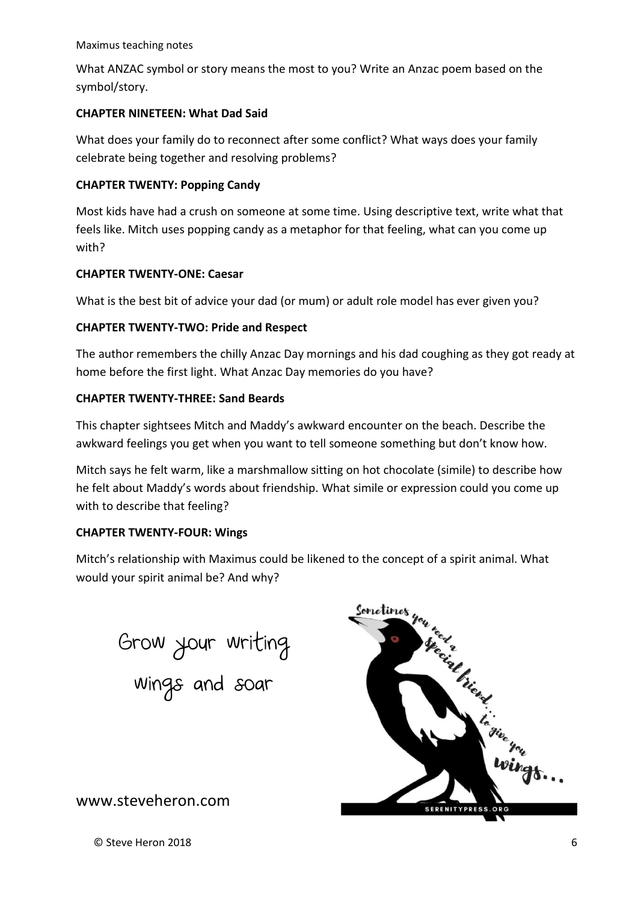What ANZAC symbol or story means the most to you? Write an Anzac poem based on the symbol/story.

**CHAPTER NINETEEN: What Dad Said**

What does your family do to reconnect after some conflict? What ways does your family celebrate being together and resolving problems?

**CHAPTER TWENTY: Popping Candy**

Most kids have had a crush on someone at some time. Using descriptive text, write what that feels like. Mitch uses popping candy as a metaphor for that feeling, what can you come up with?

**CHAPTER TWENTY-ONE: Caesar**

What is the best bit of advice your dad (or mum) or adult role model has ever given you?

**CHAPTER TWENTY-TWO: Pride and Respect**

The author remembers the chilly Anzac Day mornings and his dad coughing as they got ready at home before the first light. What Anzac Day memories do you have?

**CHAPTER TWENTY-THREE: Sand Beards**

This chapter sightsees Mitch and Maddy's awkward encounter on the beach. Describe the awkward feelings you get when you want to tell someone something but don't know how.

Mitch says he felt warm, like a marshmallow sitting on hot chocolate (simile) to describe how he felt about Maddy's words about friendship. What simile or expression could you come up with to describe that feeling?

**CHAPTER TWENTY-FOUR: Wings**

Mitch's relationship with Maximus could be likened to the concept of a spirit animal. What would your spirit animal be? And why?

Grow your writing wings and soar

Sometimes you need a special friend... to give you wings...

SERENITYPRESS.ORG

www.steveheron.com

© Steve Heron 2018